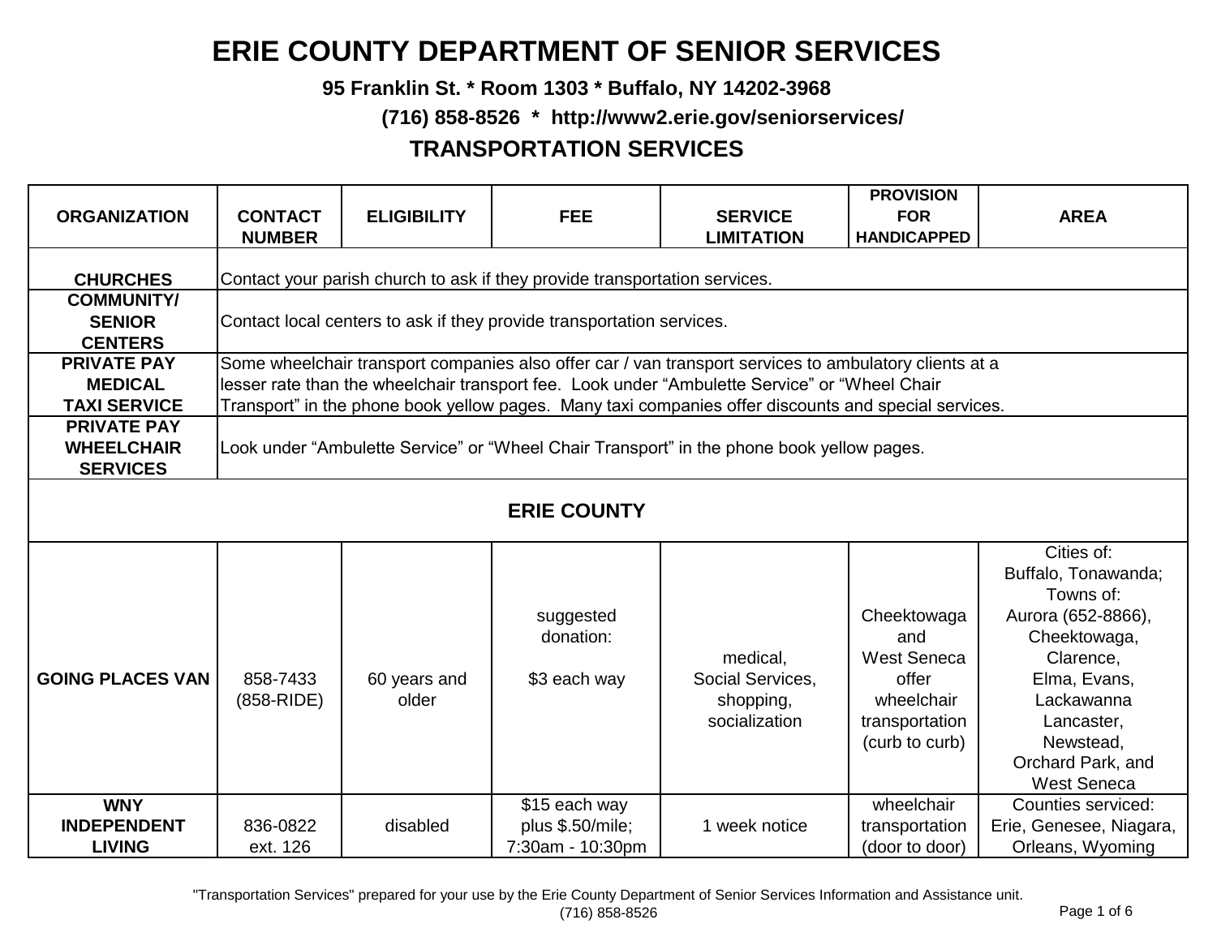# ERIE COUNTY DEPARTMENT OF SENIOR SERVICES

**95 Franklin St. * Room 1303 * Buffalo, NY 14202-3968**

**(716) 858-8526 * http://www2.erie.gov/seniorservices/**

## TRANSPORTATION SERVICES

| ORGANIZATION | CONTACT NUMBER | ELIGIBILITY | FEE | SERVICE LIMITATION | PROVISION FOR HANDICAPPED | AREA |
|---|---|---|---|---|---|---|
| **CHURCHES** | Contact your parish church to ask if they provide transportation services. | | | | | |
| **COMMUNITY/ SENIOR CENTERS** | Contact local centers to ask if they provide transportation services. | | | | | |
| **PRIVATE PAY MEDICAL TAXI SERVICE** | Some wheelchair transport companies also offer car / van transport services to ambulatory clients at a lesser rate than the wheelchair transport fee. Look under “Ambulette Service” or “Wheel Chair Transport” in the phone book yellow pages. Many taxi companies offer discounts and special services. | | | | | |
| **PRIVATE PAY WHEELCHAIR SERVICES** | Look under “Ambulette Service” or “Wheel Chair Transport” in the phone book yellow pages. | | | | | |
| **ERIE COUNTY** | | | | | | |
| **GOING PLACES VAN** | 858-7433 (858-RIDE) | 60 years and older | suggested donation: $3 each way | medical, Social Services, shopping, socialization | Cheektowaga and West Seneca offer wheelchair transportation (curb to curb) | Cities of: Buffalo, Tonawanda; Towns of: Aurora (652-8866), Cheektowaga, Clarence, Elma, Evans, Lackawanna Lancaster, Newstead, Orchard Park, and West Seneca |
| **WNY INDEPENDENT LIVING** | 836-0822 ext. 126 | disabled | $15 each way plus $.50/mile; 7:30am - 10:30pm | 1 week notice | wheelchair transportation (door to door) | Counties serviced: Erie, Genesee, Niagara, Orleans, Wyoming |

"Transportation Services" prepared for your use by the Erie County Department of Senior Services Information and Assistance unit. (716) 858-8526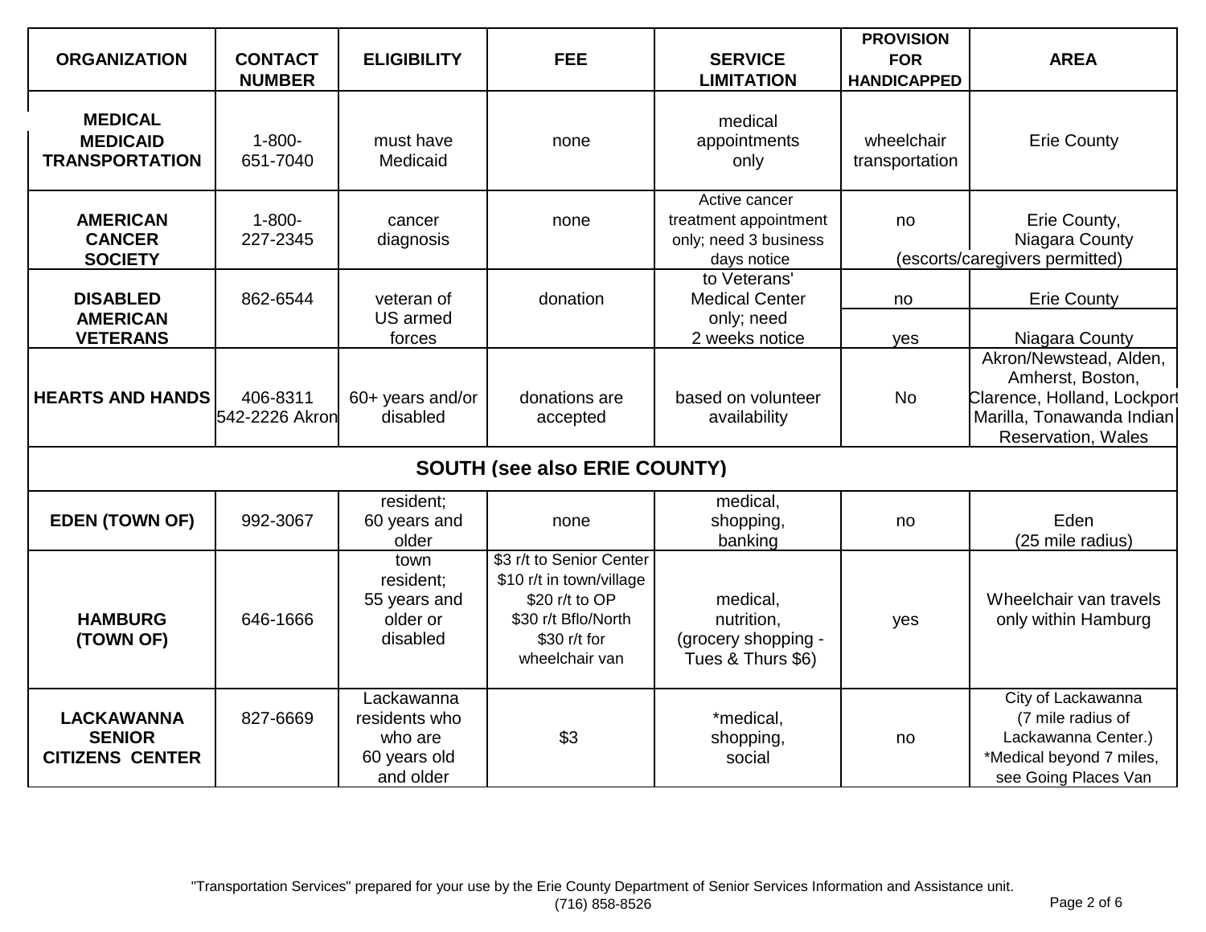| ORGANIZATION | CONTACT NUMBER | ELIGIBILITY | FEE | SERVICE LIMITATION | PROVISION FOR HANDICAPPED | AREA |
|---|---|---|---|---|---|---|
| **MEDICAL** | | | | | | |
| **MEDICAID TRANSPORTATION** | 1-800-651-7040 | must have Medicaid | none | medical appointments only | wheelchair transportation | Erie County |
| **AMERICAN CANCER SOCIETY** | 1-800-227-2345 | cancer diagnosis | none | Active cancer treatment appointment only; need 3 business days notice | no | Erie County, Niagara County (escorts/caregivers permitted) |
| **DISABLED AMERICAN VETERANS** | 862-6544 | veteran of US armed forces | donation | to Veterans' Medical Center only; need 2 weeks notice | no | Erie County |
| | | | | | yes | Niagara County |
| **HEARTS AND HANDS** | 406-8311<br>542-2226 Akron | 60+ years and/or disabled | donations are accepted | based on volunteer availability | No | Akron/Newstead, Alden, Amherst, Boston, Clarence, Holland, Lockport Marilla, Tonawanda Indian Reservation, Wales |
| **SOUTH (see also ERIE COUNTY)** | | | | | | |
| **EDEN (TOWN OF)** | 992-3067 | resident; 60 years and older | none | medical, shopping, banking | no | Eden (25 mile radius) |
| **HAMBURG (TOWN OF)** | 646-1666 | town resident; 55 years and older or disabled | $3 r/t to Senior Center<br>$10 r/t in town/village<br>$20 r/t to OP<br>$30 r/t Bflo/North<br>$30 r/t for wheelchair van | medical, nutrition, (grocery shopping - Tues & Thurs $6) | yes | Wheelchair van travels only within Hamburg |
| **LACKAWANNA SENIOR CITIZENS CENTER** | 827-6669 | Lackawanna residents who who are 60 years old and older | $3 | *medical, shopping, social | no | City of Lackawanna (7 mile radius of Lackawanna Center.)<br>*Medical beyond 7 miles, see Going Places Van |

"Transportation Services" prepared for your use by the Erie County Department of Senior Services Information and Assistance unit. (716) 858-8526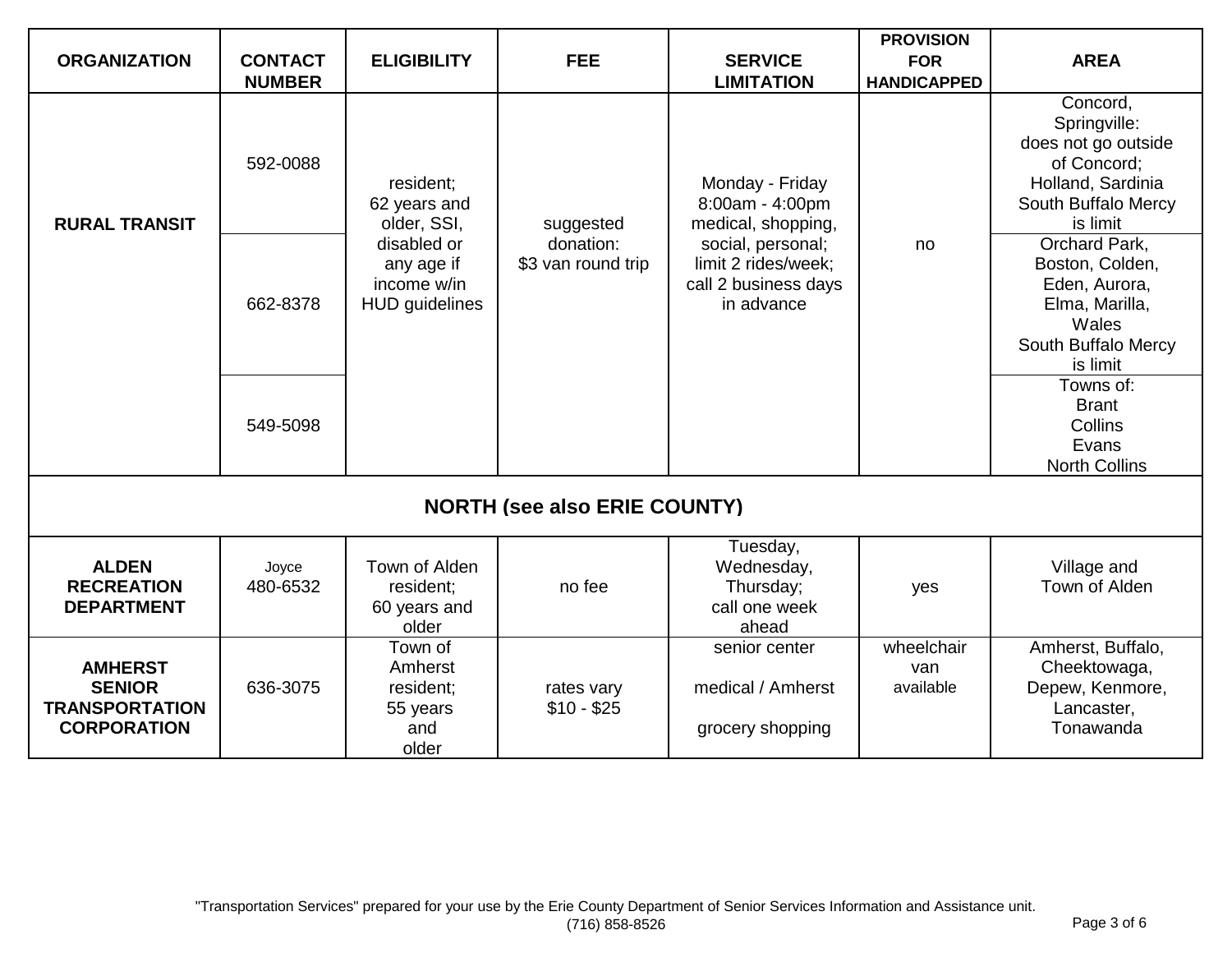| ORGANIZATION | CONTACT NUMBER | ELIGIBILITY | FEE | SERVICE LIMITATION | PROVISION FOR HANDICAPPED | AREA |
|---|---|---|---|---|---|---|
| **RURAL TRANSIT** | 592-0088 | resident; 62 years and older, SSI, disabled or any age if income w/in HUD guidelines | suggested donation: $3 van round trip | Monday - Friday 8:00am - 4:00pm medical, shopping, social, personal; limit 2 rides/week; call 2 business days in advance | no | Concord, Springville: does not go outside of Concord; Holland, Sardinia South Buffalo Mercy is limit |
| | 662-8378 | | | | | Orchard Park, Boston, Colden, Eden, Aurora, Elma, Marilla, Wales South Buffalo Mercy is limit |
| | 549-5098 | | | | | Towns of: Brant Collins Evans North Collins |
| **NORTH (see also ERIE COUNTY)** | | | | | | |
| **ALDEN RECREATION DEPARTMENT** | Joyce 480-6532 | Town of Alden resident; 60 years and older | no fee | Tuesday, Wednesday, Thursday; call one week ahead | yes | Village and Town of Alden |
| **AMHERST SENIOR TRANSPORTATION CORPORATION** | 636-3075 | Town of Amherst resident; 55 years and older | rates vary $10 - $25 | senior center<br>medical / Amherst<br>grocery shopping | wheelchair van available | Amherst, Buffalo, Cheektowaga, Depew, Kenmore, Lancaster, Tonawanda |

"Transportation Services" prepared for your use by the Erie County Department of Senior Services Information and Assistance unit. (716) 858-8526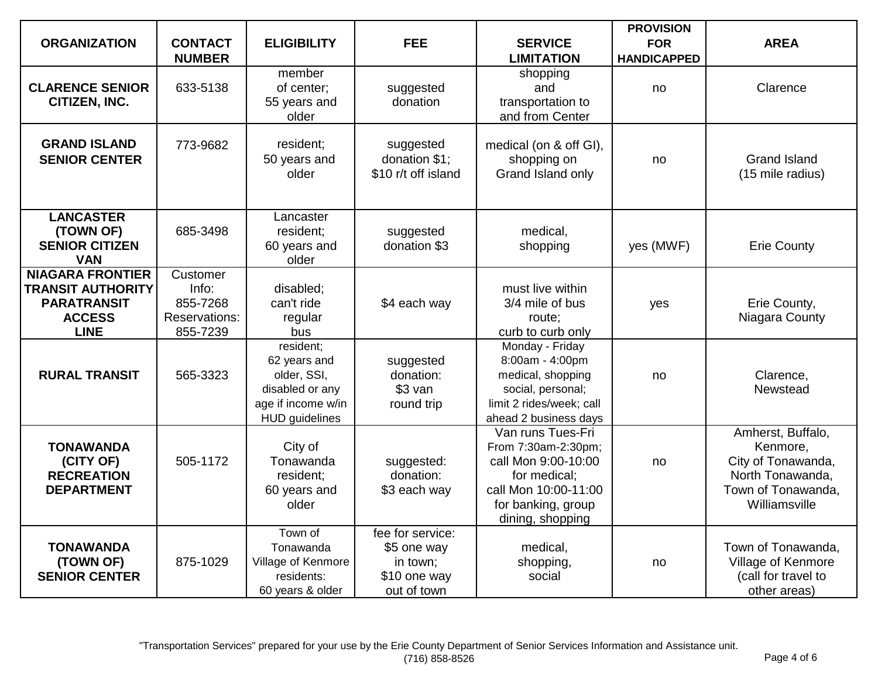| ORGANIZATION | CONTACT NUMBER | ELIGIBILITY | FEE | SERVICE LIMITATION | PROVISION FOR HANDICAPPED | AREA |
|---|---|---|---|---|---|---|
| **CLARENCE SENIOR CITIZEN, INC.** | 633-5138 | member of center; 55 years and older | suggested donation | shopping and transportation to and from Center | no | Clarence |
| **GRAND ISLAND SENIOR CENTER** | 773-9682 | resident; 50 years and older | suggested donation $1; $10 r/t off island | medical (on & off GI), shopping on Grand Island only | no | Grand Island (15 mile radius) |
| **LANCASTER (TOWN OF) SENIOR CITIZEN VAN** | 685-3498 | Lancaster resident; 60 years and older | suggested donation $3 | medical, shopping | yes (MWF) | Erie County |
| **NIAGARA FRONTIER TRANSIT AUTHORITY PARATRANSIT ACCESS LINE** | Customer Info: 855-7268 Reservations: 855-7239 | disabled; can't ride regular bus | $4 each way | must live within 3/4 mile of bus route; curb to curb only | yes | Erie County, Niagara County |
| **RURAL TRANSIT** | 565-3323 | resident; 62 years and older, SSI, disabled or any age if income w/in HUD guidelines | suggested donation: $3 van round trip | Monday - Friday 8:00am - 4:00pm medical, shopping social, personal; limit 2 rides/week; call ahead 2 business days | no | Clarence, Newstead |
| **TONAWANDA (CITY OF) RECREATION DEPARTMENT** | 505-1172 | City of Tonawanda resident; 60 years and older | suggested: donation: $3 each way | Van runs Tues-Fri From 7:30am-2:30pm; call Mon 9:00-10:00 for medical; call Mon 10:00-11:00 for banking, group dining, shopping | no | Amherst, Buffalo, Kenmore, City of Tonawanda, North Tonawanda, Town of Tonawanda, Williamsville |
| **TONAWANDA (TOWN OF) SENIOR CENTER** | 875-1029 | Town of Tonawanda Village of Kenmore residents: 60 years & older | fee for service: $5 one way in town; $10 one way out of town | medical, shopping, social | no | Town of Tonawanda, Village of Kenmore (call for travel to other areas) |

"Transportation Services" prepared for your use by the Erie County Department of Senior Services Information and Assistance unit. (716) 858-8526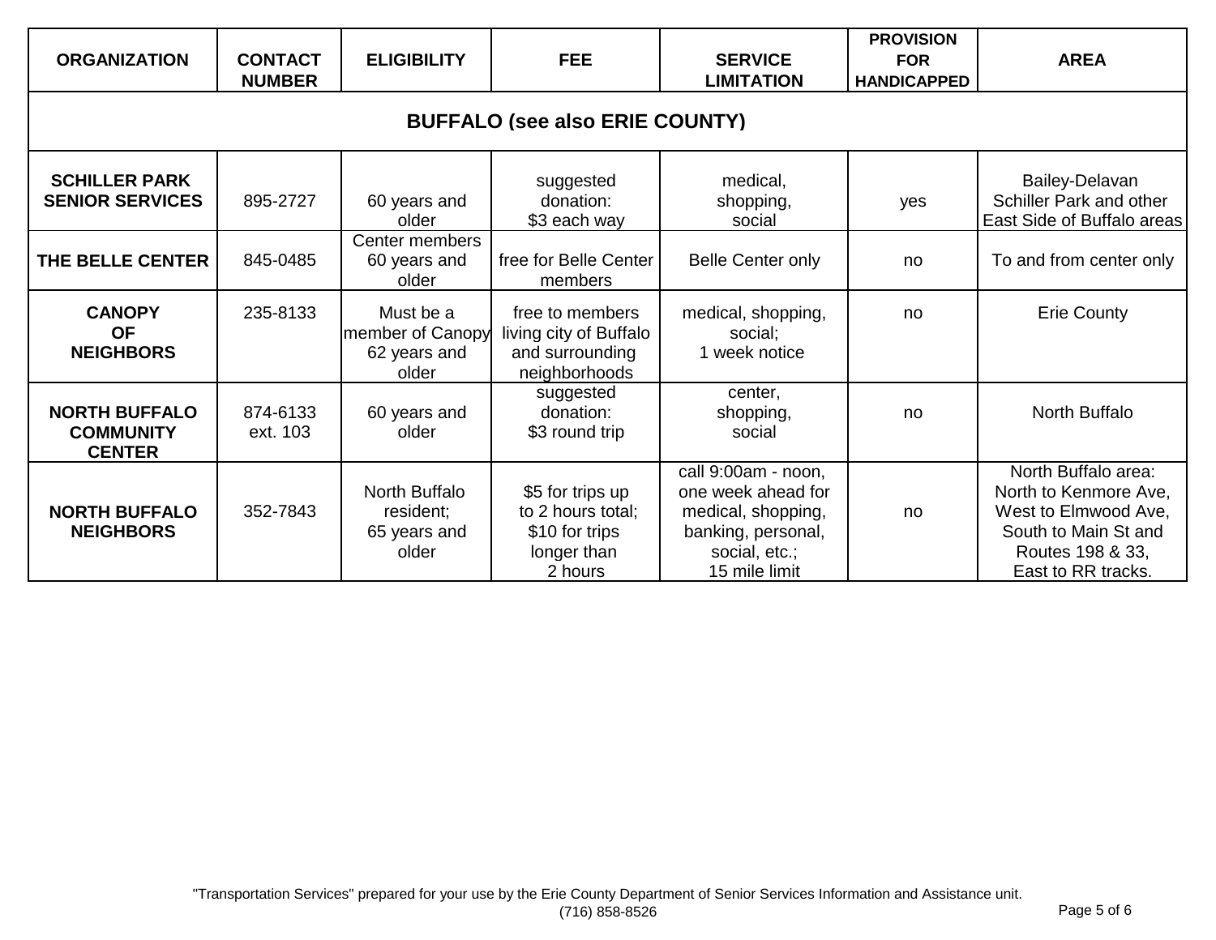| ORGANIZATION | CONTACT NUMBER | ELIGIBILITY | FEE | SERVICE LIMITATION | PROVISION FOR HANDICAPPED | AREA |
|---|---|---|---|---|---|---|
| **BUFFALO (see also ERIE COUNTY)** | | | | | | |
| **SCHILLER PARK SENIOR SERVICES** | 895-2727 | 60 years and older | suggested donation: $3 each way | medical, shopping, social | yes | Bailey-Delavan Schiller Park and other East Side of Buffalo areas |
| **THE BELLE CENTER** | 845-0485 | Center members 60 years and older | free for Belle Center members | Belle Center only | no | To and from center only |
| **CANOPY OF NEIGHBORS** | 235-8133 | Must be a member of Canopy 62 years and older | free to members living city of Buffalo and surrounding neighborhoods | medical, shopping, social; 1 week notice | no | Erie County |
| **NORTH BUFFALO COMMUNITY CENTER** | 874-6133 ext. 103 | 60 years and older | suggested donation: $3 round trip | center, shopping, social | no | North Buffalo |
| **NORTH BUFFALO NEIGHBORS** | 352-7843 | North Buffalo resident; 65 years and older | $5 for trips up to 2 hours total; $10 for trips longer than 2 hours | call 9:00am - noon, one week ahead for medical, shopping, banking, personal, social, etc.; 15 mile limit | no | North Buffalo area: North to Kenmore Ave, West to Elmwood Ave, South to Main St and Routes 198 & 33, East to RR tracks. |

"Transportation Services" prepared for your use by the Erie County Department of Senior Services Information and Assistance unit. (716) 858-8526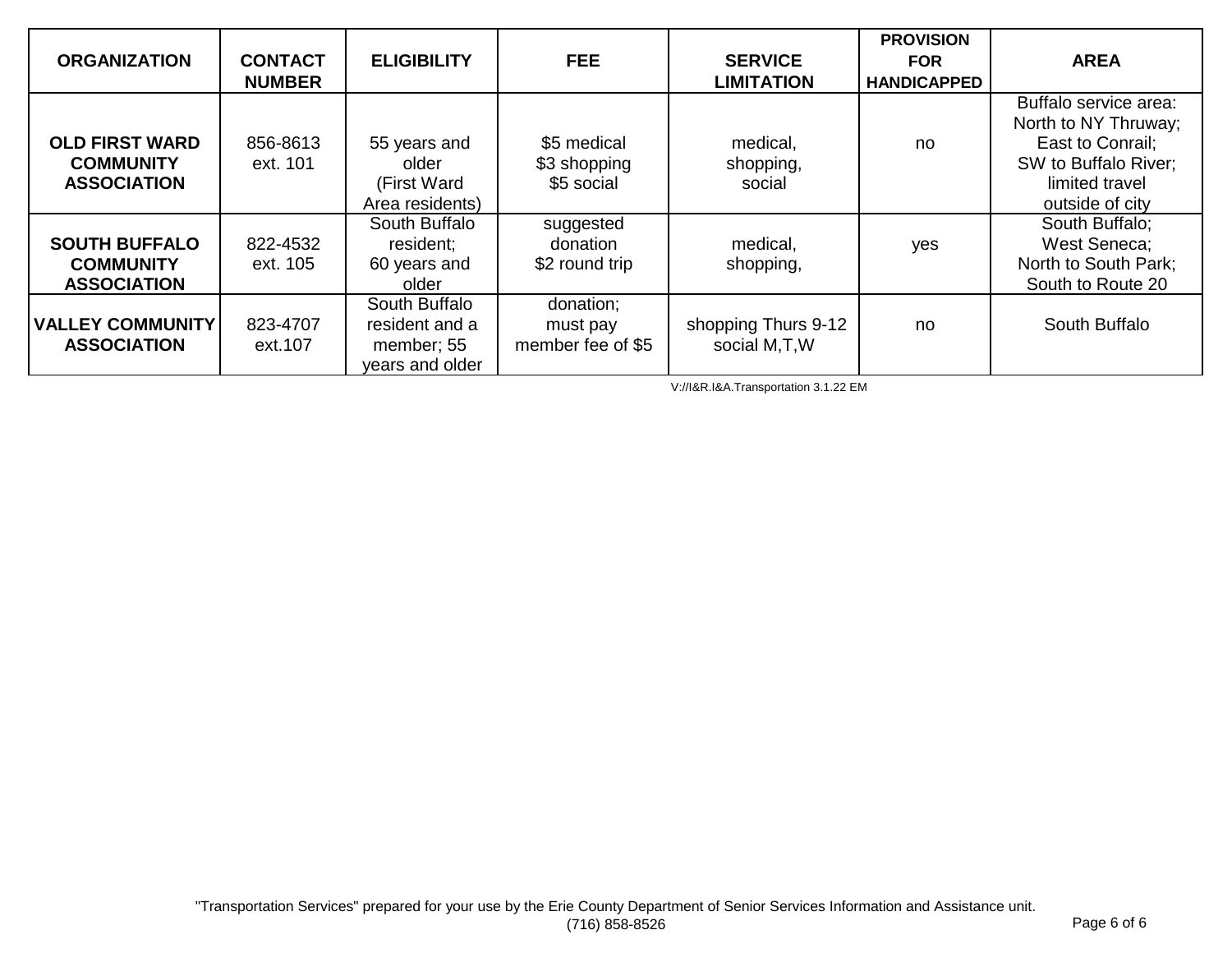| ORGANIZATION | CONTACT NUMBER | ELIGIBILITY | FEE | SERVICE LIMITATION | PROVISION FOR HANDICAPPED | AREA |
|---|---|---|---|---|---|---|
| **OLD FIRST WARD COMMUNITY ASSOCIATION** | 856-8613 ext. 101 | 55 years and older (First Ward Area residents) | $5 medical $3 shopping $5 social | medical, shopping, social | no | Buffalo service area: North to NY Thruway; East to Conrail; SW to Buffalo River; limited travel outside of city |
| **SOUTH BUFFALO COMMUNITY ASSOCIATION** | 822-4532 ext. 105 | South Buffalo resident; 60 years and older | suggested donation $2 round trip | medical, shopping, | yes | South Buffalo; West Seneca; North to South Park; South to Route 20 |
| **VALLEY COMMUNITY ASSOCIATION** | 823-4707 ext.107 | South Buffalo resident and a member; 55 years and older | donation; must pay member fee of $5 | shopping Thurs 9-12 social M,T,W | no | South Buffalo |

V://I&R.I&A.Transportation 3.1.22 EM

"Transportation Services" prepared for your use by the Erie County Department of Senior Services Information and Assistance unit.
(716) 858-8526